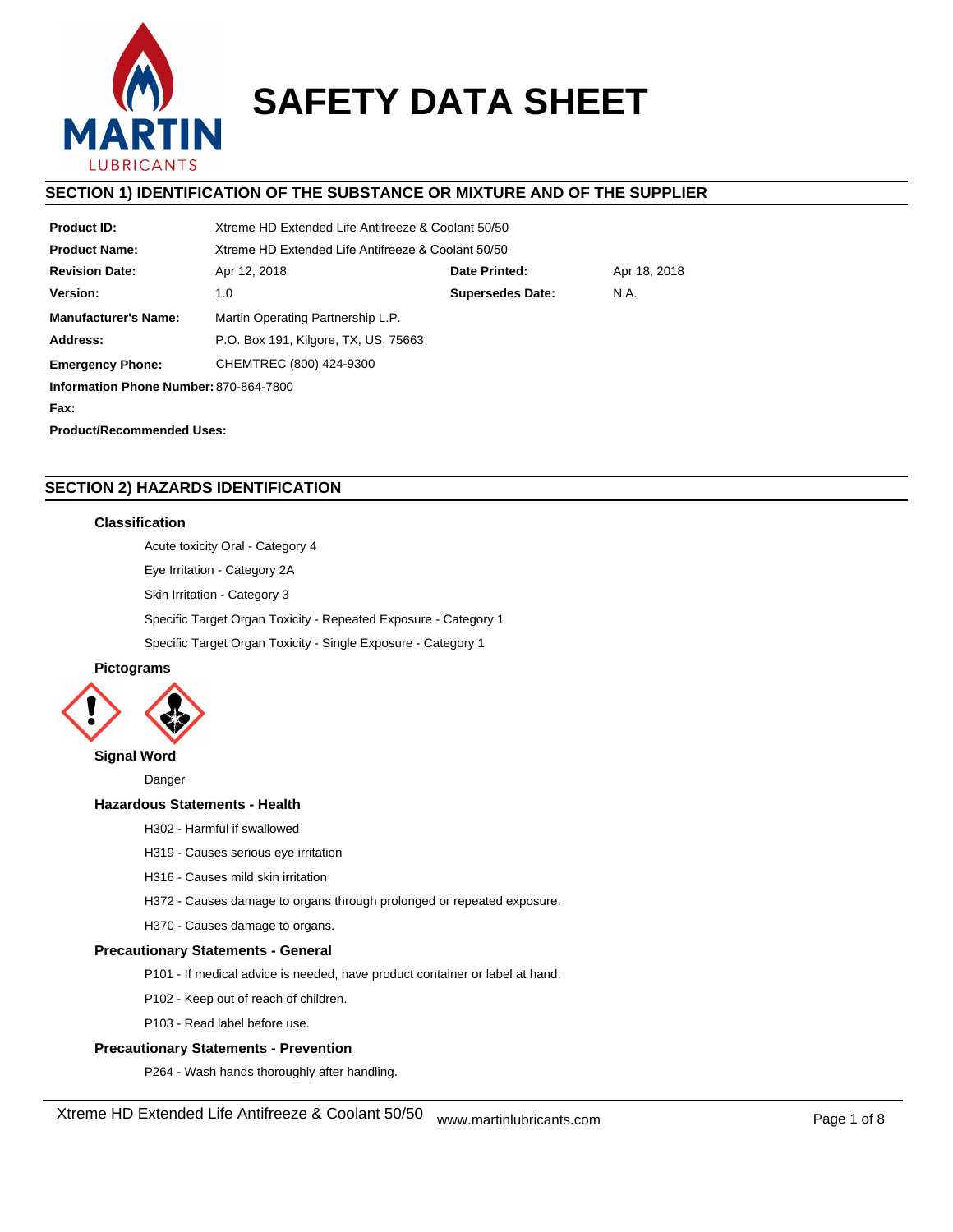# SAFETY DATA SHEET

## SECTION 1) IDENTIFICATION OF THE SUBSTANCE OR MIXTURE AND OF THE SUPPLIER

| | | | |
|---|---|---|---|
| **Product ID:** | Xtreme HD Extended Life Antifreeze & Coolant 50/50 | | |
| **Product Name:** | Xtreme HD Extended Life Antifreeze & Coolant 50/50 | | |
| **Revision Date:** | Apr 12, 2018 | **Date Printed:** | Apr 18, 2018 |
| **Version:** | 1.0 | **Supersedes Date:** | N.A. |
| **Manufacturer's Name:** | Martin Operating Partnership L.P. | | |
| **Address:** | P.O. Box 191, Kilgore, TX, US, 75663 | | |
| **Emergency Phone:** | CHEMTREC (800) 424-9300 | | |
| **Information Phone Number:** | 870-864-7800 | | |
| **Fax:** | | | |
| **Product/Recommended Uses:** | | | |

## SECTION 2) HAZARDS IDENTIFICATION

### Classification

Acute toxicity Oral - Category 4

Eye Irritation - Category 2A

Skin Irritation - Category 3

Specific Target Organ Toxicity - Repeated Exposure - Category 1

Specific Target Organ Toxicity - Single Exposure - Category 1

### Pictograms

### Signal Word

Danger

### Hazardous Statements - Health

H302 - Harmful if swallowed

H319 - Causes serious eye irritation

H316 - Causes mild skin irritation

H372 - Causes damage to organs through prolonged or repeated exposure.

H370 - Causes damage to organs.

### Precautionary Statements - General

P101 - If medical advice is needed, have product container or label at hand.

P102 - Keep out of reach of children.

P103 - Read label before use.

### Precautionary Statements - Prevention

P264 - Wash hands thoroughly after handling.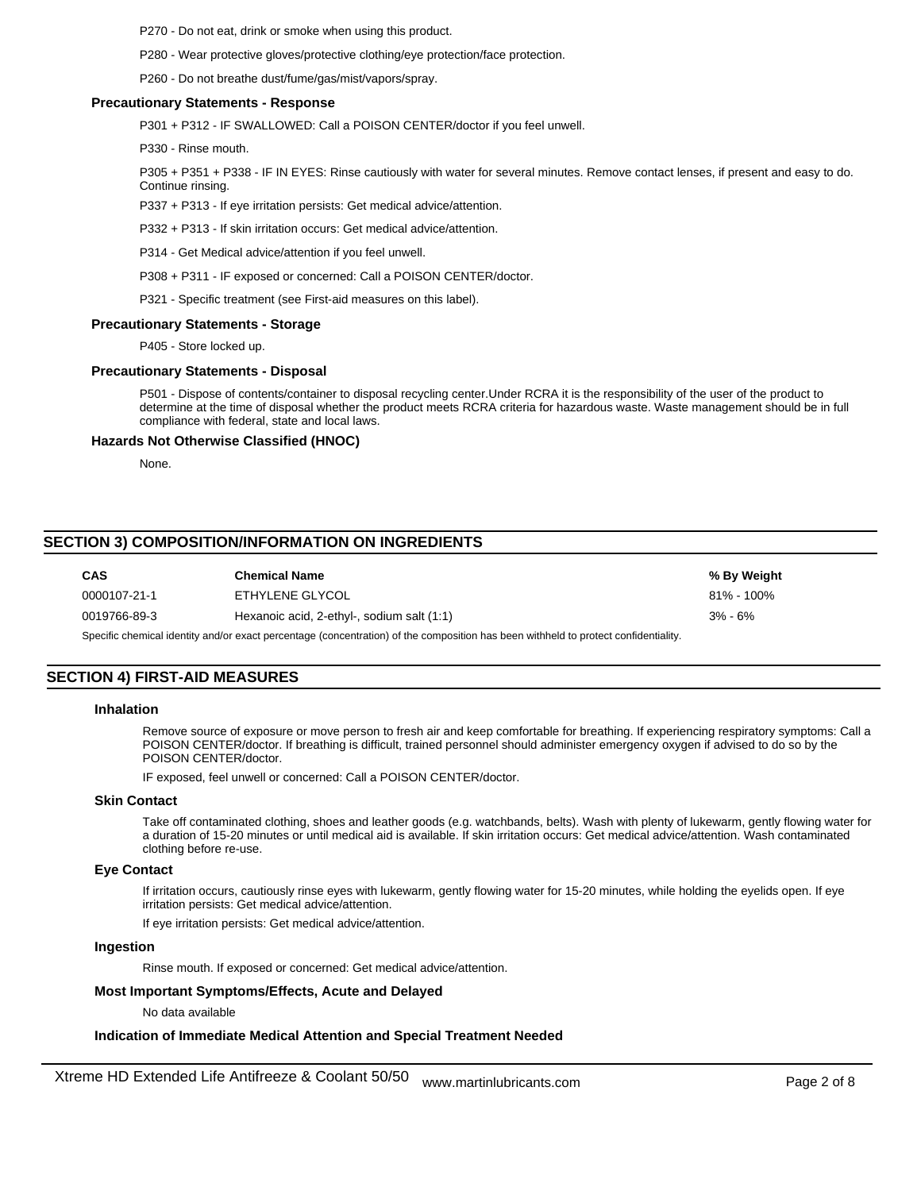P270 - Do not eat, drink or smoke when using this product.

P280 - Wear protective gloves/protective clothing/eye protection/face protection.

P260 - Do not breathe dust/fume/gas/mist/vapors/spray.

### Precautionary Statements - Response

P301 + P312 - IF SWALLOWED: Call a POISON CENTER/doctor if you feel unwell.

P330 - Rinse mouth.

P305 + P351 + P338 - IF IN EYES: Rinse cautiously with water for several minutes. Remove contact lenses, if present and easy to do. Continue rinsing.

P337 + P313 - If eye irritation persists: Get medical advice/attention.

P332 + P313 - If skin irritation occurs: Get medical advice/attention.

P314 - Get Medical advice/attention if you feel unwell.

P308 + P311 - IF exposed or concerned: Call a POISON CENTER/doctor.

P321 - Specific treatment (see First-aid measures on this label).

### Precautionary Statements - Storage

P405 - Store locked up.

### Precautionary Statements - Disposal

P501 - Dispose of contents/container to disposal recycling center.Under RCRA it is the responsibility of the user of the product to determine at the time of disposal whether the product meets RCRA criteria for hazardous waste. Waste management should be in full compliance with federal, state and local laws.

### Hazards Not Otherwise Classified (HNOC)

None.

## SECTION 3) COMPOSITION/INFORMATION ON INGREDIENTS

| CAS | Chemical Name | % By Weight |
|---|---|---|
| 0000107-21-1 | ETHYLENE GLYCOL | 81% - 100% |
| 0019766-89-3 | Hexanoic acid, 2-ethyl-, sodium salt (1:1) | 3% - 6% |

Specific chemical identity and/or exact percentage (concentration) of the composition has been withheld to protect confidentiality.

## SECTION 4) FIRST-AID MEASURES

### Inhalation

Remove source of exposure or move person to fresh air and keep comfortable for breathing. If experiencing respiratory symptoms: Call a POISON CENTER/doctor. If breathing is difficult, trained personnel should administer emergency oxygen if advised to do so by the POISON CENTER/doctor.

IF exposed, feel unwell or concerned: Call a POISON CENTER/doctor.

### Skin Contact

Take off contaminated clothing, shoes and leather goods (e.g. watchbands, belts). Wash with plenty of lukewarm, gently flowing water for a duration of 15-20 minutes or until medical aid is available. If skin irritation occurs: Get medical advice/attention. Wash contaminated clothing before re-use.

### Eye Contact

If irritation occurs, cautiously rinse eyes with lukewarm, gently flowing water for 15-20 minutes, while holding the eyelids open. If eye irritation persists: Get medical advice/attention.

If eye irritation persists: Get medical advice/attention.

### Ingestion

Rinse mouth. If exposed or concerned: Get medical advice/attention.

### Most Important Symptoms/Effects, Acute and Delayed

No data available

### Indication of Immediate Medical Attention and Special Treatment Needed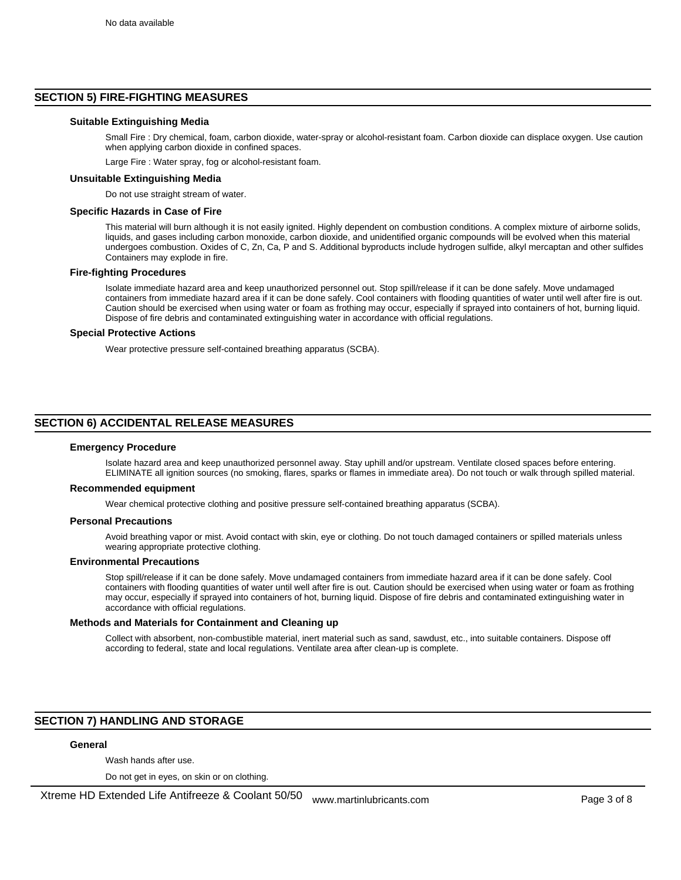No data available

## SECTION 5) FIRE-FIGHTING MEASURES

### Suitable Extinguishing Media

Small Fire : Dry chemical, foam, carbon dioxide, water-spray or alcohol-resistant foam. Carbon dioxide can displace oxygen. Use caution when applying carbon dioxide in confined spaces.

Large Fire : Water spray, fog or alcohol-resistant foam.

### Unsuitable Extinguishing Media

Do not use straight stream of water.

### Specific Hazards in Case of Fire

This material will burn although it is not easily ignited. Highly dependent on combustion conditions. A complex mixture of airborne solids, liquids, and gases including carbon monoxide, carbon dioxide, and unidentified organic compounds will be evolved when this material undergoes combustion. Oxides of C, Zn, Ca, P and S. Additional byproducts include hydrogen sulfide, alkyl mercaptan and other sulfides Containers may explode in fire.

### Fire-fighting Procedures

Isolate immediate hazard area and keep unauthorized personnel out. Stop spill/release if it can be done safely. Move undamaged containers from immediate hazard area if it can be done safely. Cool containers with flooding quantities of water until well after fire is out. Caution should be exercised when using water or foam as frothing may occur, especially if sprayed into containers of hot, burning liquid. Dispose of fire debris and contaminated extinguishing water in accordance with official regulations.

### Special Protective Actions

Wear protective pressure self-contained breathing apparatus (SCBA).

## SECTION 6) ACCIDENTAL RELEASE MEASURES

### Emergency Procedure

Isolate hazard area and keep unauthorized personnel away. Stay uphill and/or upstream. Ventilate closed spaces before entering. ELIMINATE all ignition sources (no smoking, flares, sparks or flames in immediate area). Do not touch or walk through spilled material.

### Recommended equipment

Wear chemical protective clothing and positive pressure self-contained breathing apparatus (SCBA).

### Personal Precautions

Avoid breathing vapor or mist. Avoid contact with skin, eye or clothing. Do not touch damaged containers or spilled materials unless wearing appropriate protective clothing.

### Environmental Precautions

Stop spill/release if it can be done safely. Move undamaged containers from immediate hazard area if it can be done safely. Cool containers with flooding quantities of water until well after fire is out. Caution should be exercised when using water or foam as frothing may occur, especially if sprayed into containers of hot, burning liquid. Dispose of fire debris and contaminated extinguishing water in accordance with official regulations.

### Methods and Materials for Containment and Cleaning up

Collect with absorbent, non-combustible material, inert material such as sand, sawdust, etc., into suitable containers. Dispose off according to federal, state and local regulations. Ventilate area after clean-up is complete.

## SECTION 7) HANDLING AND STORAGE

### General

Wash hands after use.

Do not get in eyes, on skin or on clothing.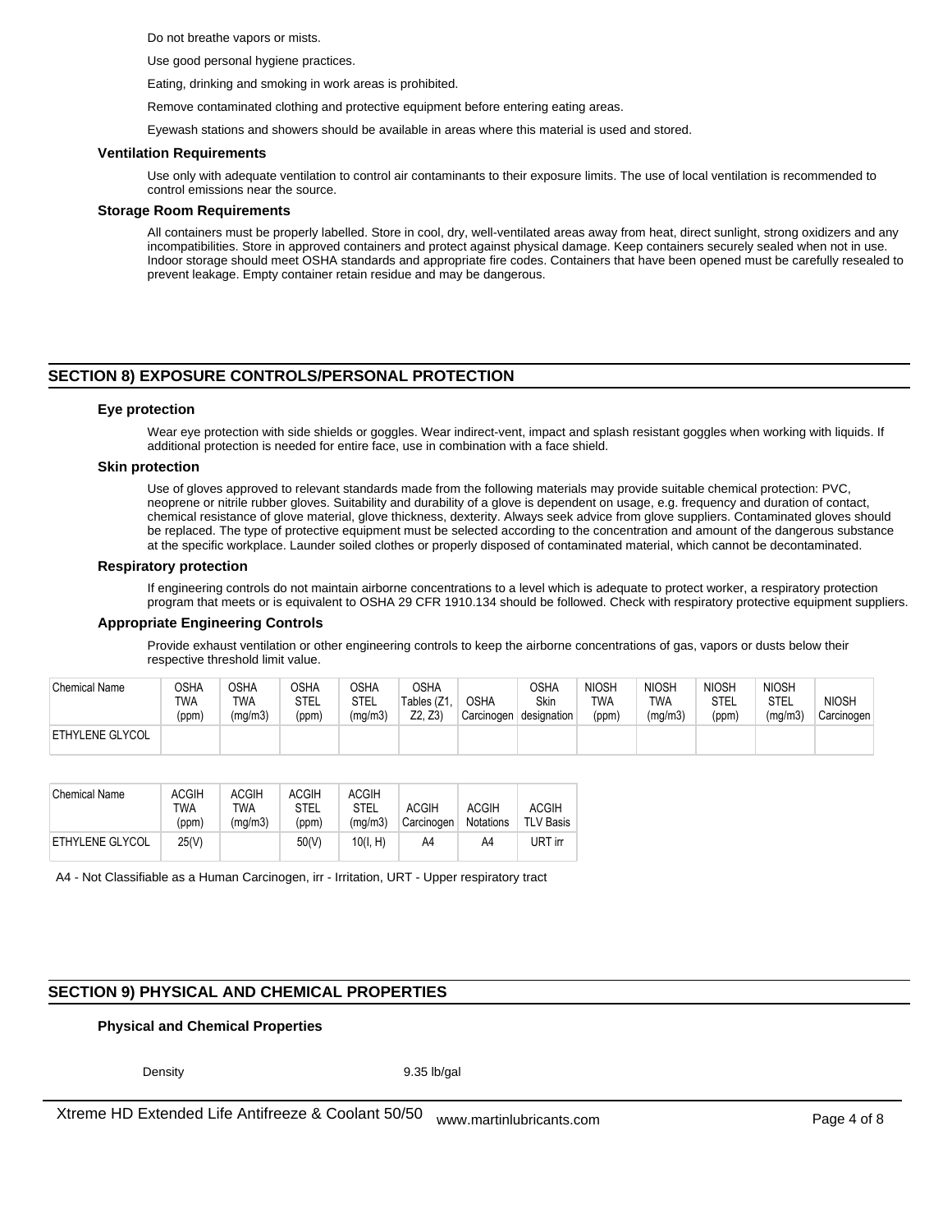Do not breathe vapors or mists.

Use good personal hygiene practices.

Eating, drinking and smoking in work areas is prohibited.

Remove contaminated clothing and protective equipment before entering eating areas.

Eyewash stations and showers should be available in areas where this material is used and stored.

### Ventilation Requirements

Use only with adequate ventilation to control air contaminants to their exposure limits. The use of local ventilation is recommended to control emissions near the source.

### Storage Room Requirements

All containers must be properly labelled. Store in cool, dry, well-ventilated areas away from heat, direct sunlight, strong oxidizers and any incompatibilities. Store in approved containers and protect against physical damage. Keep containers securely sealed when not in use. Indoor storage should meet OSHA standards and appropriate fire codes. Containers that have been opened must be carefully resealed to prevent leakage. Empty container retain residue and may be dangerous.

## SECTION 8) EXPOSURE CONTROLS/PERSONAL PROTECTION

### Eye protection

Wear eye protection with side shields or goggles. Wear indirect-vent, impact and splash resistant goggles when working with liquids. If additional protection is needed for entire face, use in combination with a face shield.

### Skin protection

Use of gloves approved to relevant standards made from the following materials may provide suitable chemical protection: PVC, neoprene or nitrile rubber gloves. Suitability and durability of a glove is dependent on usage, e.g. frequency and duration of contact, chemical resistance of glove material, glove thickness, dexterity. Always seek advice from glove suppliers. Contaminated gloves should be replaced. The type of protective equipment must be selected according to the concentration and amount of the dangerous substance at the specific workplace. Launder soiled clothes or properly disposed of contaminated material, which cannot be decontaminated.

### Respiratory protection

If engineering controls do not maintain airborne concentrations to a level which is adequate to protect worker, a respiratory protection program that meets or is equivalent to OSHA 29 CFR 1910.134 should be followed. Check with respiratory protective equipment suppliers.

### Appropriate Engineering Controls

Provide exhaust ventilation or other engineering controls to keep the airborne concentrations of gas, vapors or dusts below their respective threshold limit value.

| Chemical Name | OSHA TWA (ppm) | OSHA TWA (mg/m3) | OSHA STEL (ppm) | OSHA STEL (mg/m3) | OSHA Tables (Z1, Z2, Z3) | OSHA Carcinogen | OSHA Skin designation | NIOSH TWA (ppm) | NIOSH TWA (mg/m3) | NIOSH STEL (ppm) | NIOSH STEL (mg/m3) | NIOSH Carcinogen |
|---|---|---|---|---|---|---|---|---|---|---|---|---|
| ETHYLENE GLYCOL | | | | | | | | | | | | |

| Chemical Name | ACGIH TWA (ppm) | ACGIH TWA (mg/m3) | ACGIH STEL (ppm) | ACGIH STEL (mg/m3) | ACGIH Carcinogen | ACGIH Notations | ACGIH TLV Basis |
|---|---|---|---|---|---|---|---|
| ETHYLENE GLYCOL | 25(V) | | 50(V) | 10(I, H) | A4 | A4 | URT irr |

A4 - Not Classifiable as a Human Carcinogen, irr - Irritation, URT - Upper respiratory tract

## SECTION 9) PHYSICAL AND CHEMICAL PROPERTIES

### Physical and Chemical Properties

| | |
|---|---|
| Density | 9.35 lb/gal |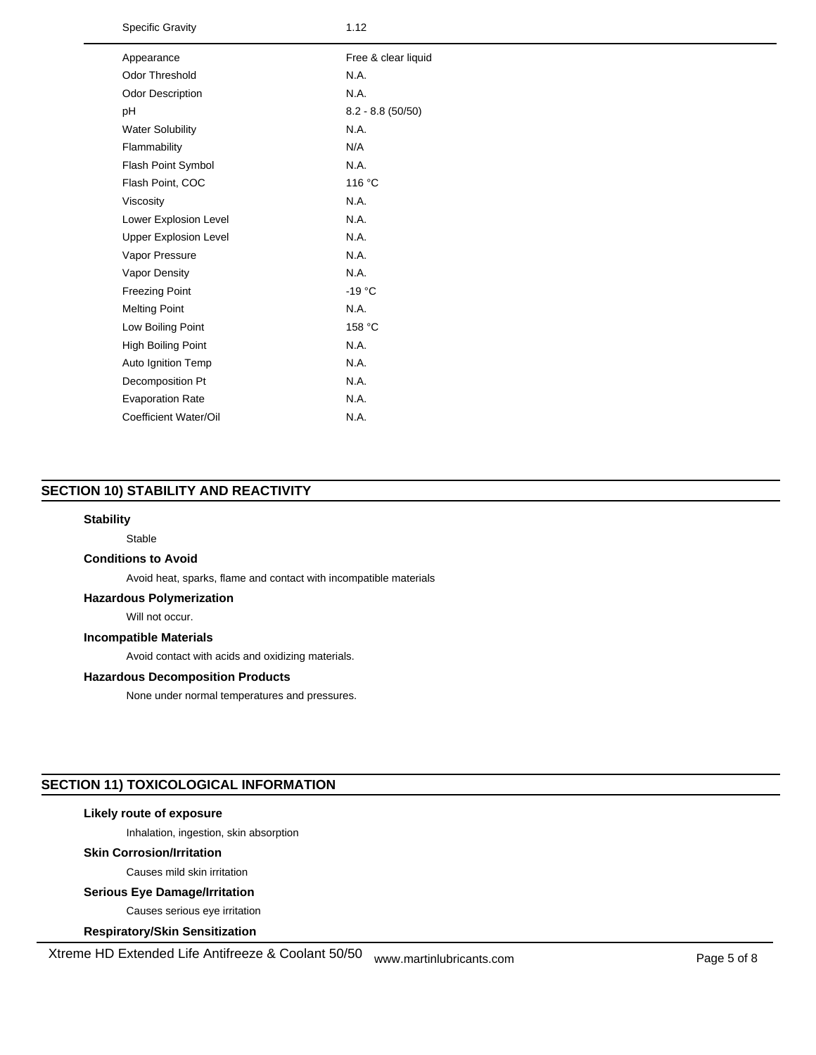| Property | Value |
|---|---|
| Specific Gravity | 1.12 |
| Appearance | Free & clear liquid |
| Odor Threshold | N.A. |
| Odor Description | N.A. |
| pH | 8.2 - 8.8 (50/50) |
| Water Solubility | N.A. |
| Flammability | N/A |
| Flash Point Symbol | N.A. |
| Flash Point, COC | 116 °C |
| Viscosity | N.A. |
| Lower Explosion Level | N.A. |
| Upper Explosion Level | N.A. |
| Vapor Pressure | N.A. |
| Vapor Density | N.A. |
| Freezing Point | -19 °C |
| Melting Point | N.A. |
| Low Boiling Point | 158 °C |
| High Boiling Point | N.A. |
| Auto Ignition Temp | N.A. |
| Decomposition Pt | N.A. |
| Evaporation Rate | N.A. |
| Coefficient Water/Oil | N.A. |

## SECTION 10) STABILITY AND REACTIVITY

**Stability**

Stable

**Conditions to Avoid**

Avoid heat, sparks, flame and contact with incompatible materials

**Hazardous Polymerization**

Will not occur.

**Incompatible Materials**

Avoid contact with acids and oxidizing materials.

**Hazardous Decomposition Products**

None under normal temperatures and pressures.

## SECTION 11) TOXICOLOGICAL INFORMATION

**Likely route of exposure**

Inhalation, ingestion, skin absorption

**Skin Corrosion/Irritation**

Causes mild skin irritation

**Serious Eye Damage/Irritation**

Causes serious eye irritation

**Respiratory/Skin Sensitization**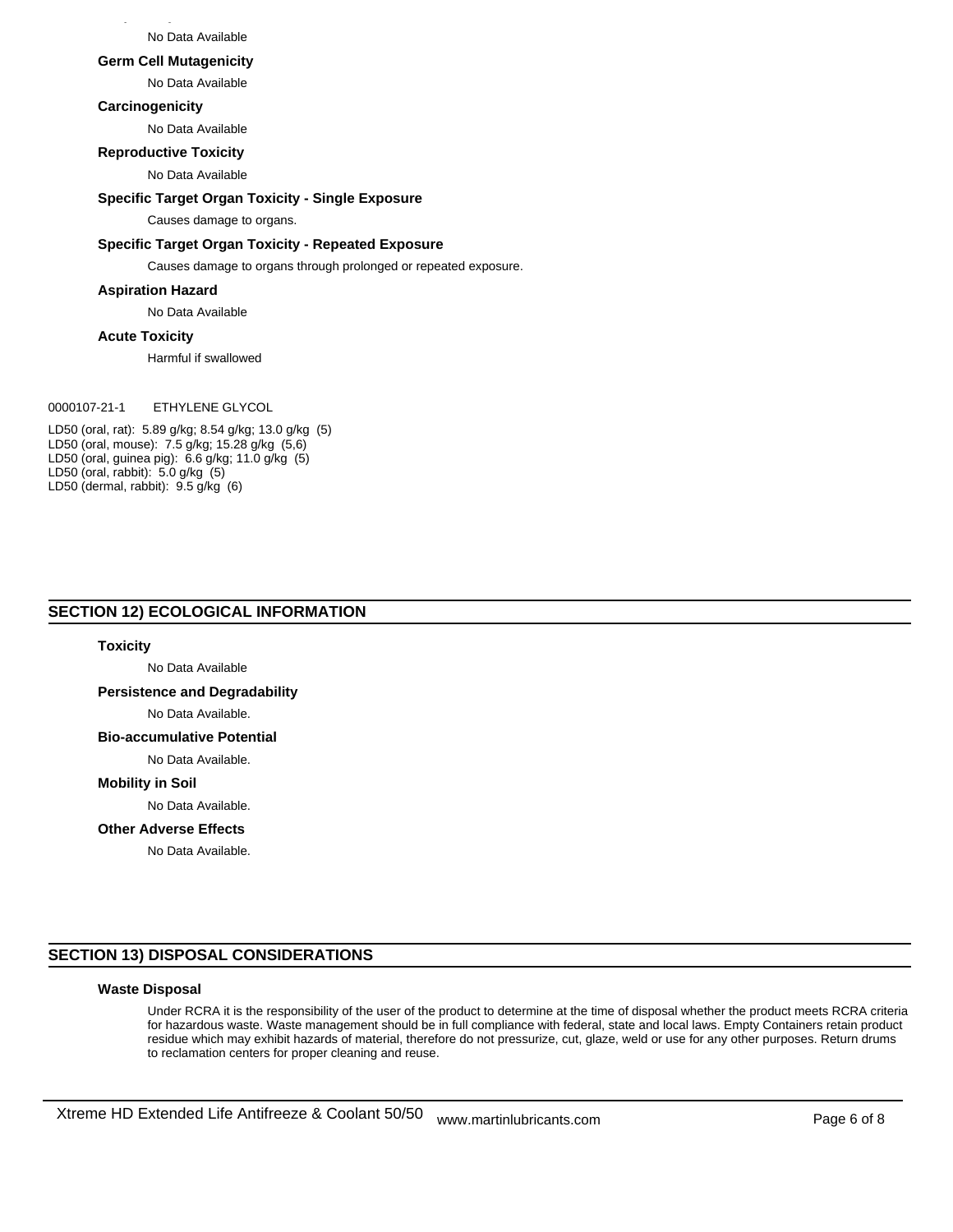No Data Available

**Germ Cell Mutagenicity**

No Data Available

**Carcinogenicity**

No Data Available

**Reproductive Toxicity**

No Data Available

**Specific Target Organ Toxicity - Single Exposure**

Causes damage to organs.

**Specific Target Organ Toxicity - Repeated Exposure**

Causes damage to organs through prolonged or repeated exposure.

**Aspiration Hazard**

No Data Available

**Acute Toxicity**

Harmful if swallowed

0000107-21-1 ETHYLENE GLYCOL

LD50 (oral, rat): 5.89 g/kg; 8.54 g/kg; 13.0 g/kg (5)
LD50 (oral, mouse): 7.5 g/kg; 15.28 g/kg (5,6)
LD50 (oral, guinea pig): 6.6 g/kg; 11.0 g/kg (5)
LD50 (oral, rabbit): 5.0 g/kg (5)
LD50 (dermal, rabbit): 9.5 g/kg (6)

## SECTION 12) ECOLOGICAL INFORMATION

**Toxicity**

No Data Available

**Persistence and Degradability**

No Data Available.

**Bio-accumulative Potential**

No Data Available.

**Mobility in Soil**

No Data Available.

**Other Adverse Effects**

No Data Available.

## SECTION 13) DISPOSAL CONSIDERATIONS

**Waste Disposal**

Under RCRA it is the responsibility of the user of the product to determine at the time of disposal whether the product meets RCRA criteria for hazardous waste. Waste management should be in full compliance with federal, state and local laws. Empty Containers retain product residue which may exhibit hazards of material, therefore do not pressurize, cut, glaze, weld or use for any other purposes. Return drums to reclamation centers for proper cleaning and reuse.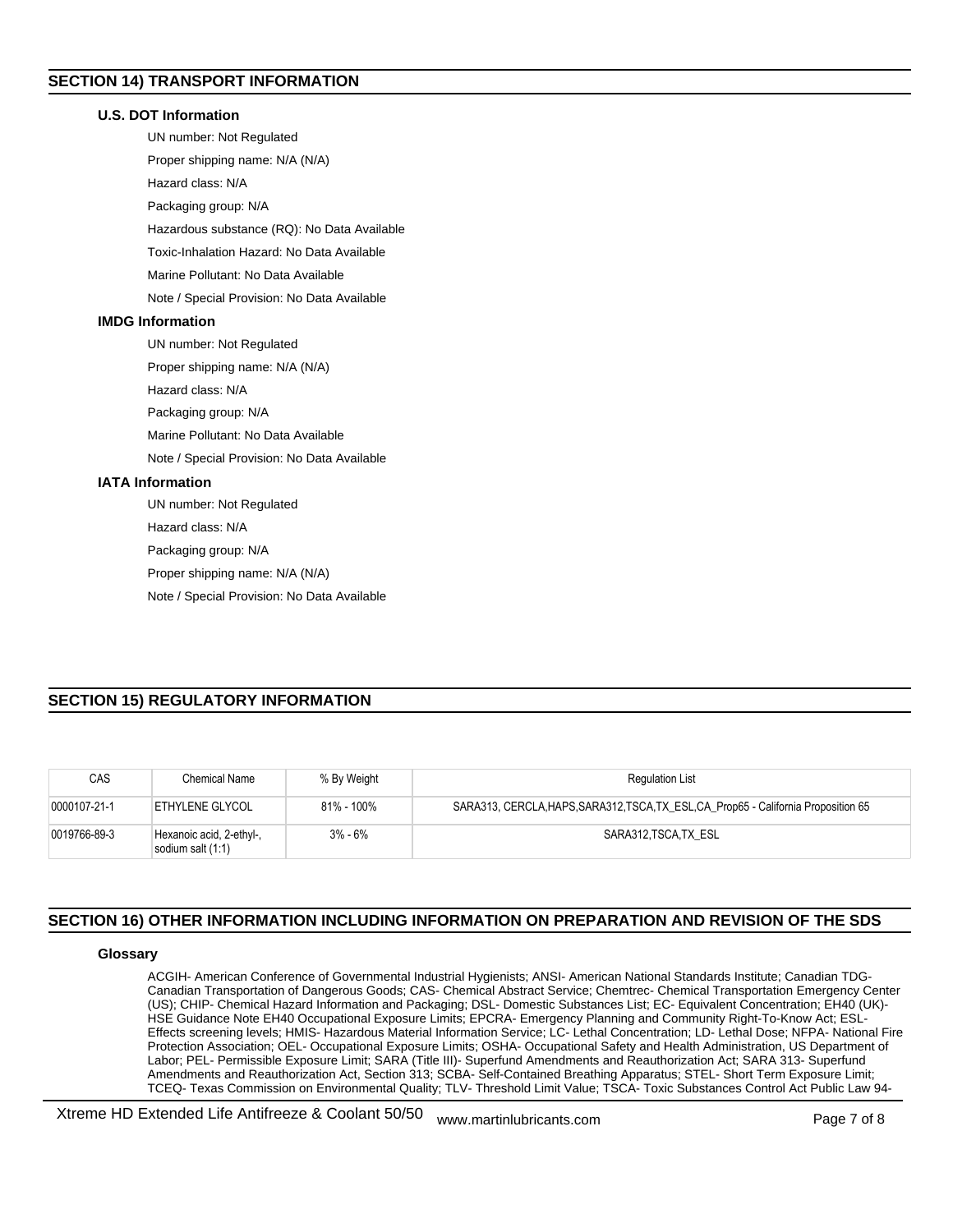## SECTION 14) TRANSPORT INFORMATION

### U.S. DOT Information

UN number: Not Regulated

Proper shipping name: N/A (N/A)

Hazard class: N/A

Packaging group: N/A

Hazardous substance (RQ): No Data Available

Toxic-Inhalation Hazard: No Data Available

Marine Pollutant: No Data Available

Note / Special Provision: No Data Available

### IMDG Information

UN number: Not Regulated

Proper shipping name: N/A (N/A)

Hazard class: N/A

Packaging group: N/A

Marine Pollutant: No Data Available

Note / Special Provision: No Data Available

### IATA Information

UN number: Not Regulated

Hazard class: N/A

Packaging group: N/A

Proper shipping name: N/A (N/A)

Note / Special Provision: No Data Available

## SECTION 15) REGULATORY INFORMATION

| CAS | Chemical Name | % By Weight | Regulation List |
|---|---|---|---|
| 0000107-21-1 | ETHYLENE GLYCOL | 81% - 100% | SARA313, CERCLA,HAPS,SARA312,TSCA,TX_ESL,CA_Prop65 - California Proposition 65 |
| 0019766-89-3 | Hexanoic acid, 2-ethyl-, sodium salt (1:1) | 3% - 6% | SARA312,TSCA,TX_ESL |

## SECTION 16) OTHER INFORMATION INCLUDING INFORMATION ON PREPARATION AND REVISION OF THE SDS

### Glossary

ACGIH- American Conference of Governmental Industrial Hygienists; ANSI- American National Standards Institute; Canadian TDG- Canadian Transportation of Dangerous Goods; CAS- Chemical Abstract Service; Chemtrec- Chemical Transportation Emergency Center (US); CHIP- Chemical Hazard Information and Packaging; DSL- Domestic Substances List; EC- Equivalent Concentration; EH40 (UK)- HSE Guidance Note EH40 Occupational Exposure Limits; EPCRA- Emergency Planning and Community Right-To-Know Act; ESL- Effects screening levels; HMIS- Hazardous Material Information Service; LC- Lethal Concentration; LD- Lethal Dose; NFPA- National Fire Protection Association; OEL- Occupational Exposure Limits; OSHA- Occupational Safety and Health Administration, US Department of Labor; PEL- Permissible Exposure Limit; SARA (Title III)- Superfund Amendments and Reauthorization Act; SARA 313- Superfund Amendments and Reauthorization Act, Section 313; SCBA- Self-Contained Breathing Apparatus; STEL- Short Term Exposure Limit; TCEQ- Texas Commission on Environmental Quality; TLV- Threshold Limit Value; TSCA- Toxic Substances Control Act Public Law 94-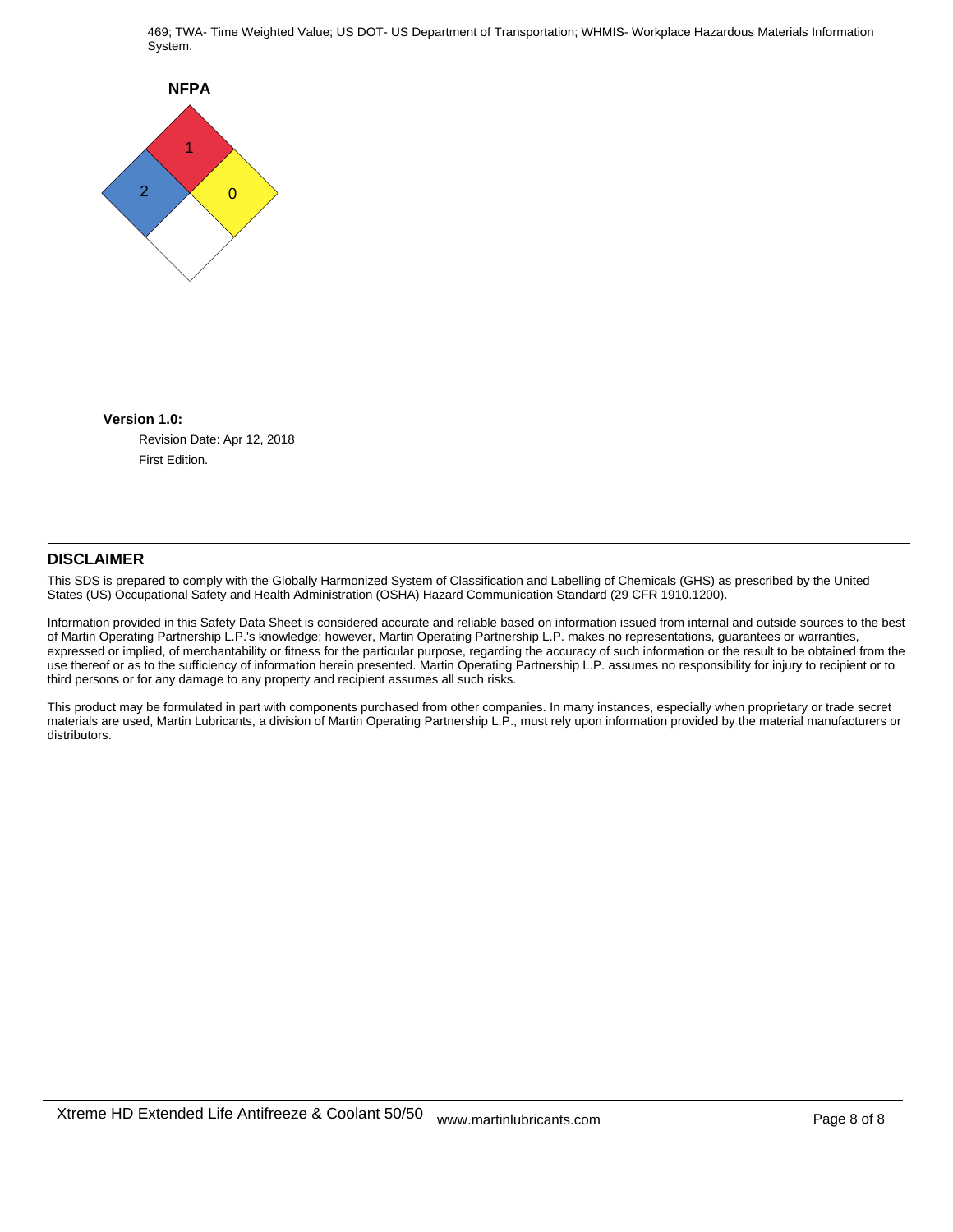469; TWA- Time Weighted Value; US DOT- US Department of Transportation; WHMIS- Workplace Hazardous Materials Information System.

**NFPA**

1

2

0

**Version 1.0:**

Revision Date: Apr 12, 2018

First Edition.

## DISCLAIMER

This SDS is prepared to comply with the Globally Harmonized System of Classification and Labelling of Chemicals (GHS) as prescribed by the United States (US) Occupational Safety and Health Administration (OSHA) Hazard Communication Standard (29 CFR 1910.1200).

Information provided in this Safety Data Sheet is considered accurate and reliable based on information issued from internal and outside sources to the best of Martin Operating Partnership L.P.'s knowledge; however, Martin Operating Partnership L.P. makes no representations, guarantees or warranties, expressed or implied, of merchantability or fitness for the particular purpose, regarding the accuracy of such information or the result to be obtained from the use thereof or as to the sufficiency of information herein presented. Martin Operating Partnership L.P. assumes no responsibility for injury to recipient or to third persons or for any damage to any property and recipient assumes all such risks.

This product may be formulated in part with components purchased from other companies. In many instances, especially when proprietary or trade secret materials are used, Martin Lubricants, a division of Martin Operating Partnership L.P., must rely upon information provided by the material manufacturers or distributors.